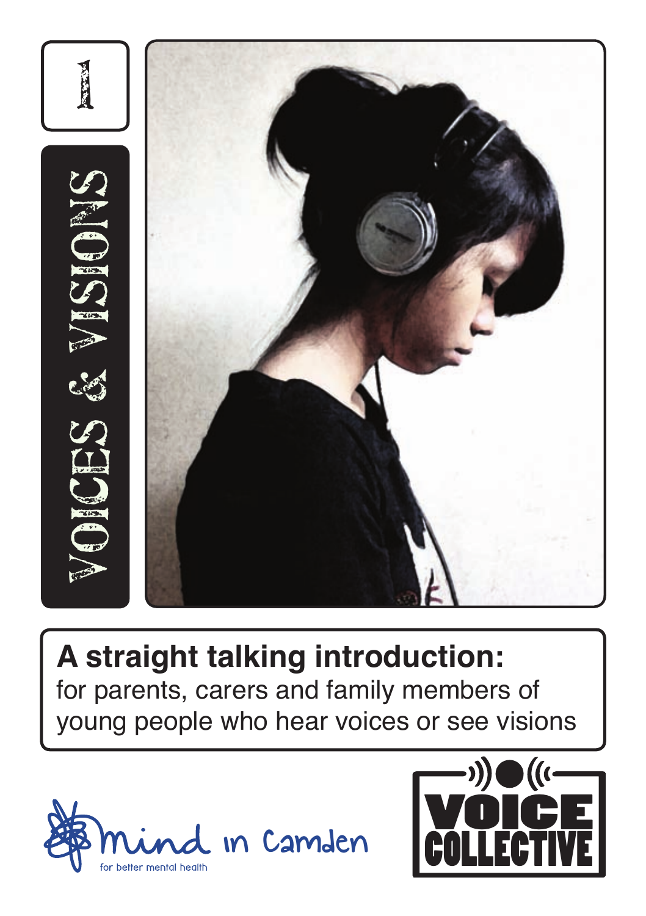1

# VOICES & VISIONS

**A straight talking introduction:**
for parents, carers and family members of young people who hear voices or see visions

mind in Camden
for better mental health

VOICE COLLECTIVE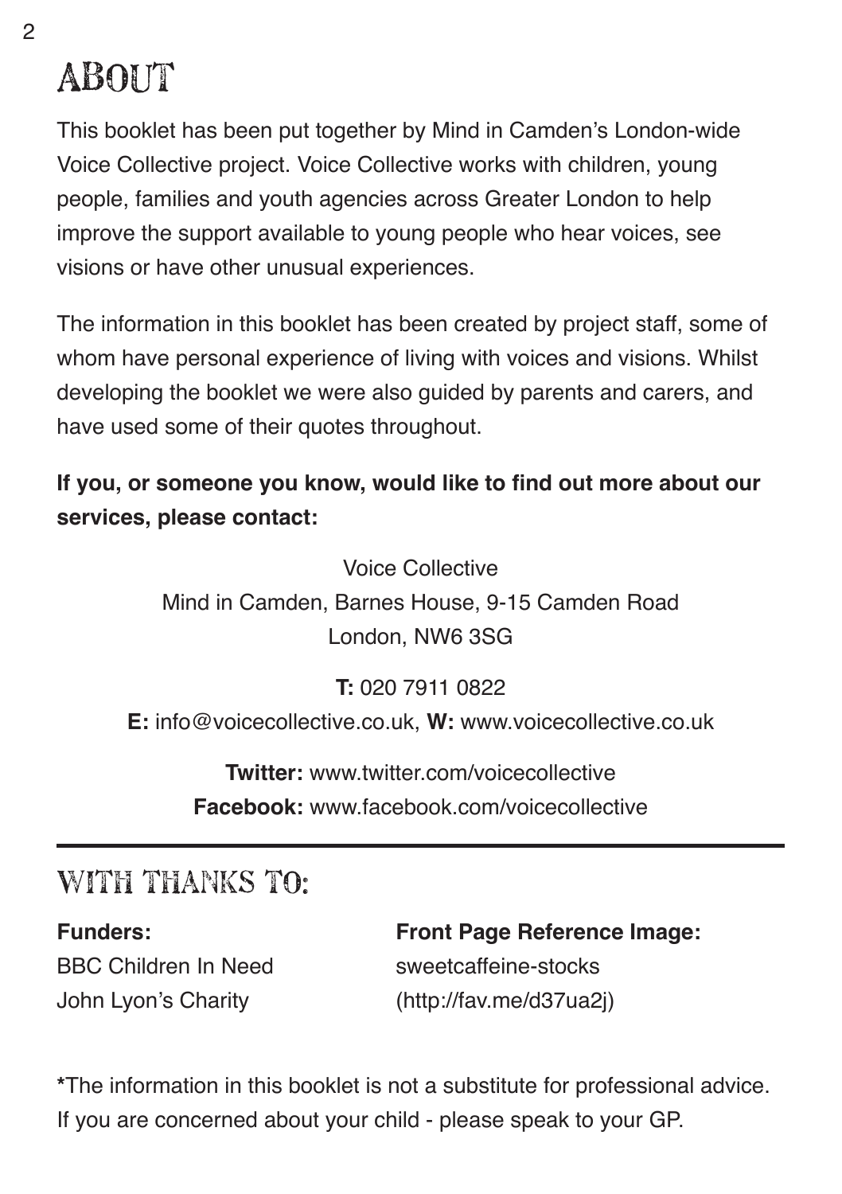# ABOUT

This booklet has been put together by Mind in Camden's London-wide Voice Collective project. Voice Collective works with children, young people, families and youth agencies across Greater London to help improve the support available to young people who hear voices, see visions or have other unusual experiences.

The information in this booklet has been created by project staff, some of whom have personal experience of living with voices and visions. Whilst developing the booklet we were also guided by parents and carers, and have used some of their quotes throughout.

**If you, or someone you know, would like to find out more about our services, please contact:**

Voice Collective
Mind in Camden, Barnes House, 9-15 Camden Road
London, NW6 3SG

**T:** 020 7911 0822
**E:** info@voicecollective.co.uk, **W:** www.voicecollective.co.uk

**Twitter:** www.twitter.com/voicecollective
**Facebook:** www.facebook.com/voicecollective

---

## WITH THANKS TO:

**Funders:**
BBC Children In Need
John Lyon's Charity

**Front Page Reference Image:**
sweetcaffeine-stocks
(http://fav.me/d37ua2j)

**\***The information in this booklet is not a substitute for professional advice. If you are concerned about your child - please speak to your GP.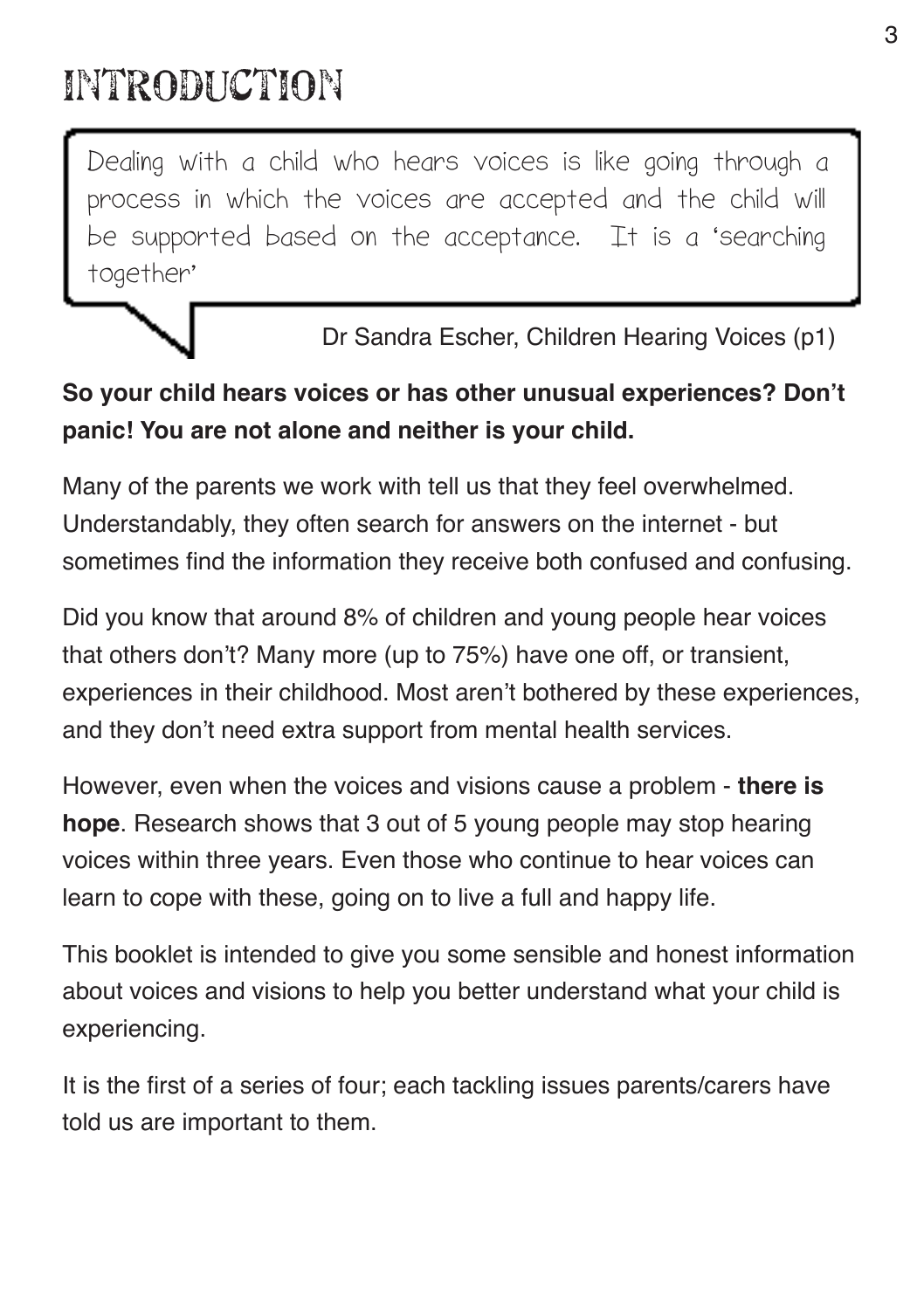# INTRODUCTION

> Dealing with a child who hears voices is like going through a process in which the voices are accepted and the child will be supported based on the acceptance. It is a 'searching together'
>
> Dr Sandra Escher, Children Hearing Voices (p1)

**So your child hears voices or has other unusual experiences? Don't panic! You are not alone and neither is your child.**

Many of the parents we work with tell us that they feel overwhelmed. Understandably, they often search for answers on the internet - but sometimes find the information they receive both confused and confusing.

Did you know that around 8% of children and young people hear voices that others don't? Many more (up to 75%) have one off, or transient, experiences in their childhood. Most aren't bothered by these experiences, and they don't need extra support from mental health services.

However, even when the voices and visions cause a problem - **there is hope**. Research shows that 3 out of 5 young people may stop hearing voices within three years. Even those who continue to hear voices can learn to cope with these, going on to live a full and happy life.

This booklet is intended to give you some sensible and honest information about voices and visions to help you better understand what your child is experiencing.

It is the first of a series of four; each tackling issues parents/carers have told us are important to them.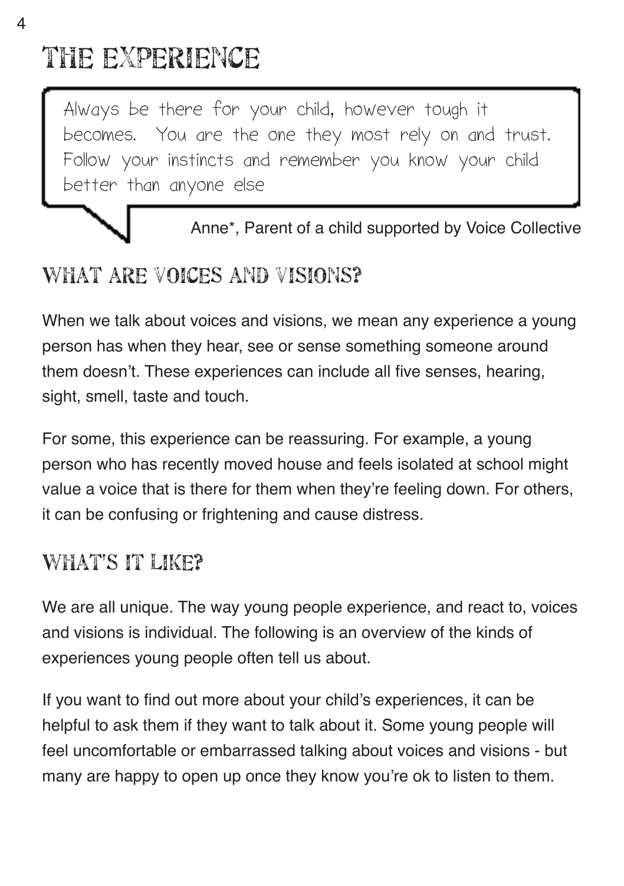# THE EXPERIENCE

> Always be there for your child, however tough it becomes. You are the one they most rely on and trust. Follow your instincts and remember you know your child better than anyone else
>
> Anne*, Parent of a child supported by Voice Collective

## WHAT ARE VOICES AND VISIONS?

When we talk about voices and visions, we mean any experience a young person has when they hear, see or sense something someone around them doesn't. These experiences can include all five senses, hearing, sight, smell, taste and touch.

For some, this experience can be reassuring. For example, a young person who has recently moved house and feels isolated at school might value a voice that is there for them when they're feeling down. For others, it can be confusing or frightening and cause distress.

## WHAT'S IT LIKE?

We are all unique. The way young people experience, and react to, voices and visions is individual. The following is an overview of the kinds of experiences young people often tell us about.

If you want to find out more about your child's experiences, it can be helpful to ask them if they want to talk about it. Some young people will feel uncomfortable or embarrassed talking about voices and visions - but many are happy to open up once they know you're ok to listen to them.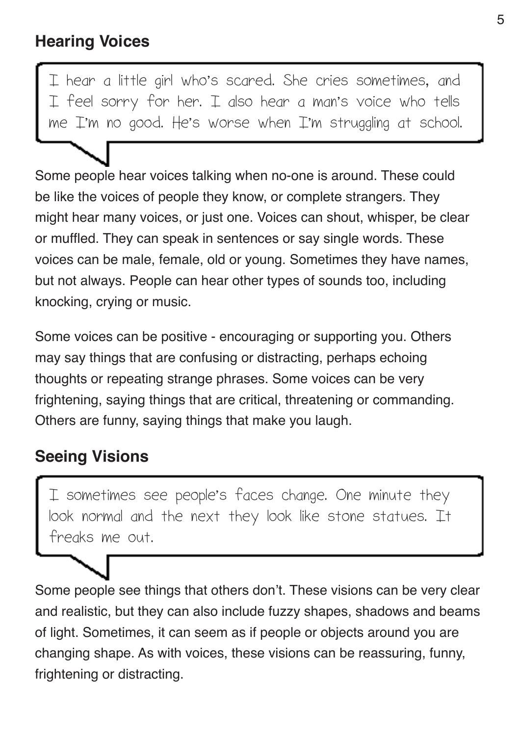## Hearing Voices

> I hear a little girl who's scared. She cries sometimes, and I feel sorry for her. I also hear a man's voice who tells me I'm no good. He's worse when I'm struggling at school.

Some people hear voices talking when no-one is around. These could be like the voices of people they know, or complete strangers. They might hear many voices, or just one. Voices can shout, whisper, be clear or muffled. They can speak in sentences or say single words. These voices can be male, female, old or young. Sometimes they have names, but not always. People can hear other types of sounds too, including knocking, crying or music.

Some voices can be positive - encouraging or supporting you. Others may say things that are confusing or distracting, perhaps echoing thoughts or repeating strange phrases. Some voices can be very frightening, saying things that are critical, threatening or commanding. Others are funny, saying things that make you laugh.

## Seeing Visions

> I sometimes see people's faces change. One minute they look normal and the next they look like stone statues. It freaks me out.

Some people see things that others don't. These visions can be very clear and realistic, but they can also include fuzzy shapes, shadows and beams of light. Sometimes, it can seem as if people or objects around you are changing shape. As with voices, these visions can be reassuring, funny, frightening or distracting.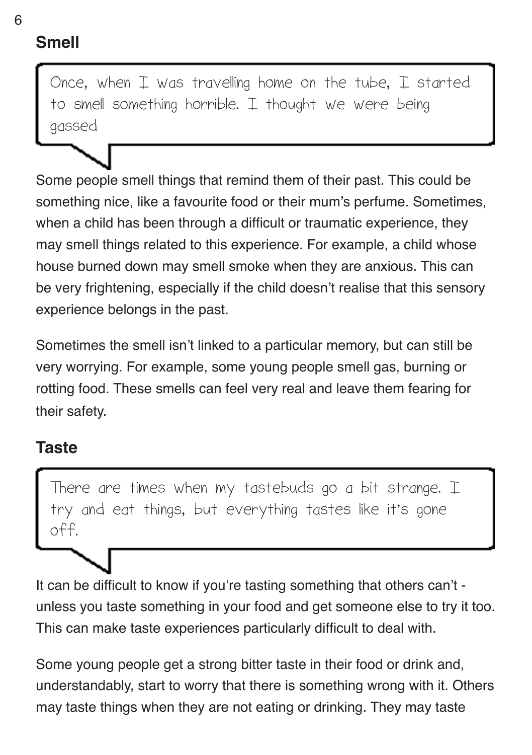## Smell

> Once, when I was travelling home on the tube, I started to smell something horrible. I thought we were being gassed

Some people smell things that remind them of their past. This could be something nice, like a favourite food or their mum's perfume. Sometimes, when a child has been through a difficult or traumatic experience, they may smell things related to this experience. For example, a child whose house burned down may smell smoke when they are anxious. This can be very frightening, especially if the child doesn't realise that this sensory experience belongs in the past.

Sometimes the smell isn't linked to a particular memory, but can still be very worrying. For example, some young people smell gas, burning or rotting food. These smells can feel very real and leave them fearing for their safety.

## Taste

> There are times when my tastebuds go a bit strange. I try and eat things, but everything tastes like it's gone off.

It can be difficult to know if you're tasting something that others can't - unless you taste something in your food and get someone else to try it too. This can make taste experiences particularly difficult to deal with.

Some young people get a strong bitter taste in their food or drink and, understandably, start to worry that there is something wrong with it. Others may taste things when they are not eating or drinking. They may taste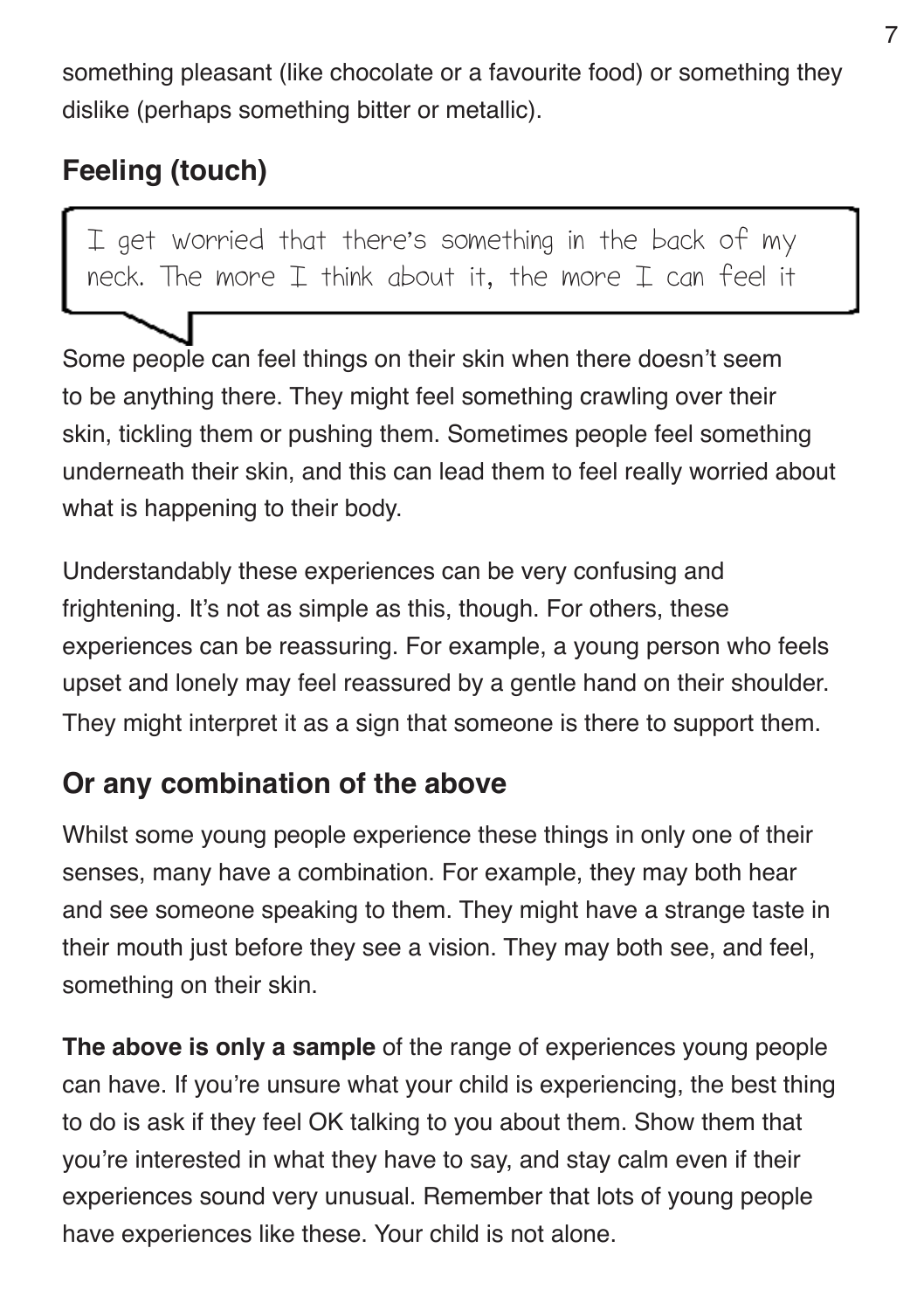something pleasant (like chocolate or a favourite food) or something they dislike (perhaps something bitter or metallic).

## Feeling (touch)

> I get worried that there's something in the back of my neck. The more I think about it, the more I can feel it

Some people can feel things on their skin when there doesn't seem to be anything there. They might feel something crawling over their skin, tickling them or pushing them. Sometimes people feel something underneath their skin, and this can lead them to feel really worried about what is happening to their body.

Understandably these experiences can be very confusing and frightening. It's not as simple as this, though. For others, these experiences can be reassuring. For example, a young person who feels upset and lonely may feel reassured by a gentle hand on their shoulder. They might interpret it as a sign that someone is there to support them.

## Or any combination of the above

Whilst some young people experience these things in only one of their senses, many have a combination. For example, they may both hear and see someone speaking to them. They might have a strange taste in their mouth just before they see a vision. They may both see, and feel, something on their skin.

**The above is only a sample** of the range of experiences young people can have. If you're unsure what your child is experiencing, the best thing to do is ask if they feel OK talking to you about them. Show them that you're interested in what they have to say, and stay calm even if their experiences sound very unusual. Remember that lots of young people have experiences like these. Your child is not alone.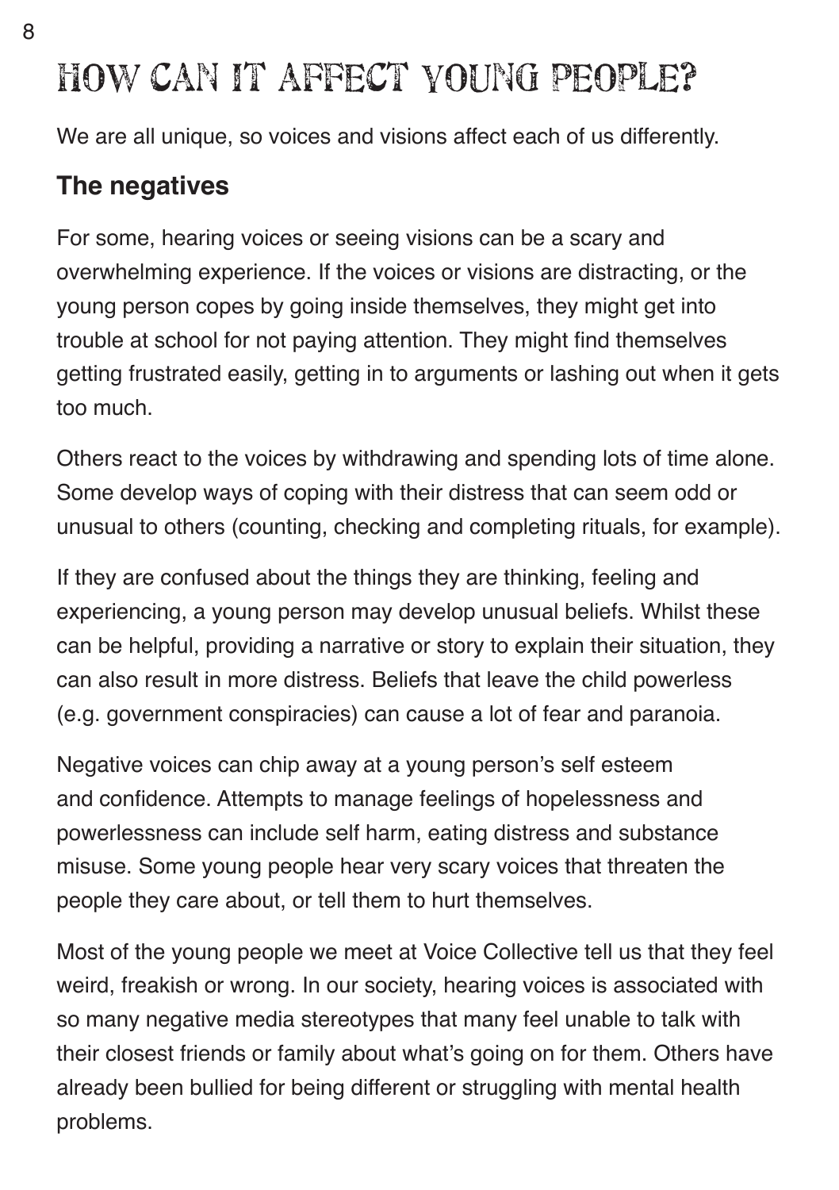# HOW CAN IT AFFECT YOUNG PEOPLE?

We are all unique, so voices and visions affect each of us differently.

## The negatives

For some, hearing voices or seeing visions can be a scary and overwhelming experience. If the voices or visions are distracting, or the young person copes by going inside themselves, they might get into trouble at school for not paying attention. They might find themselves getting frustrated easily, getting in to arguments or lashing out when it gets too much.

Others react to the voices by withdrawing and spending lots of time alone. Some develop ways of coping with their distress that can seem odd or unusual to others (counting, checking and completing rituals, for example).

If they are confused about the things they are thinking, feeling and experiencing, a young person may develop unusual beliefs. Whilst these can be helpful, providing a narrative or story to explain their situation, they can also result in more distress. Beliefs that leave the child powerless (e.g. government conspiracies) can cause a lot of fear and paranoia.

Negative voices can chip away at a young person's self esteem and confidence. Attempts to manage feelings of hopelessness and powerlessness can include self harm, eating distress and substance misuse. Some young people hear very scary voices that threaten the people they care about, or tell them to hurt themselves.

Most of the young people we meet at Voice Collective tell us that they feel weird, freakish or wrong. In our society, hearing voices is associated with so many negative media stereotypes that many feel unable to talk with their closest friends or family about what's going on for them. Others have already been bullied for being different or struggling with mental health problems.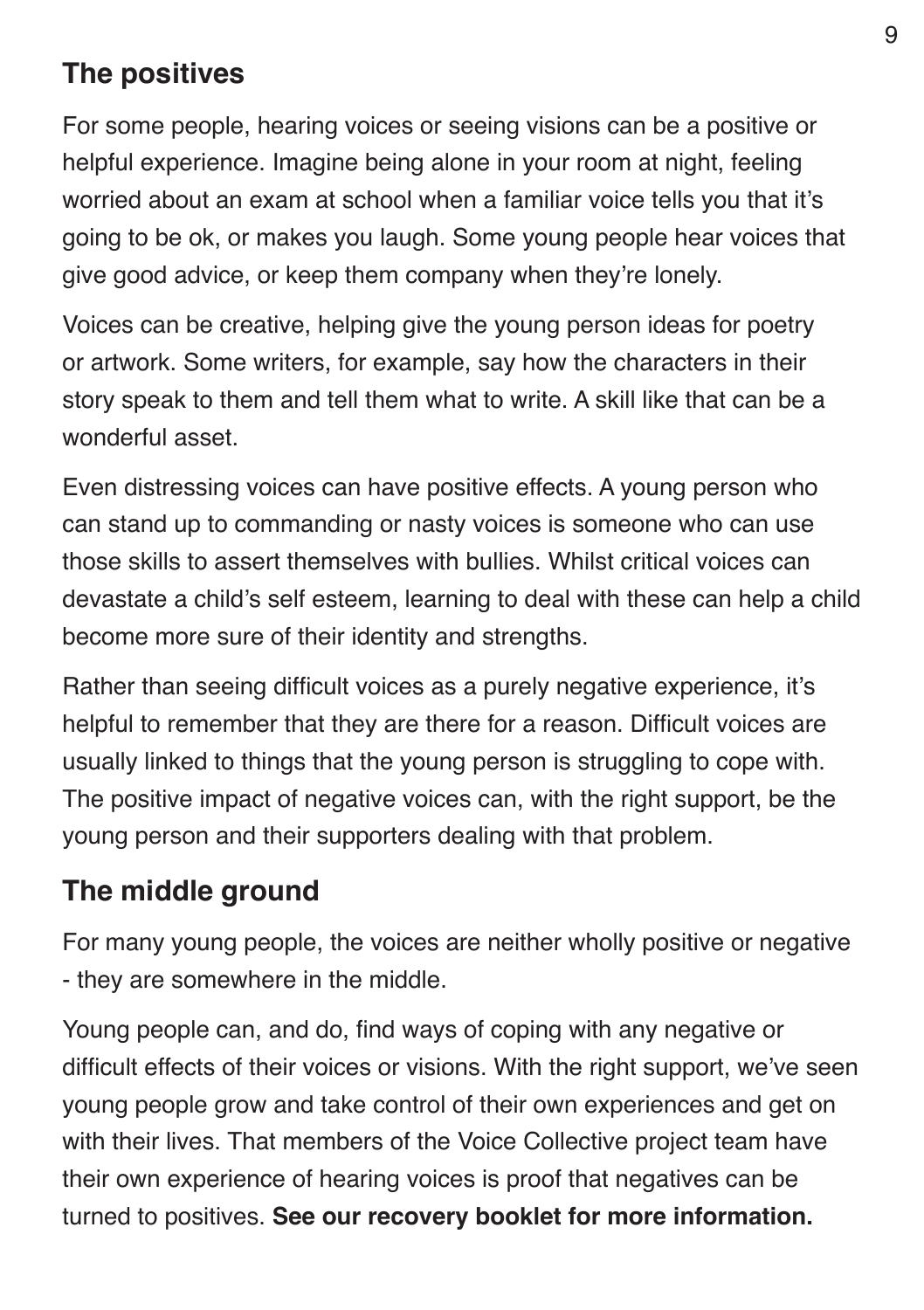## The positives

For some people, hearing voices or seeing visions can be a positive or helpful experience. Imagine being alone in your room at night, feeling worried about an exam at school when a familiar voice tells you that it's going to be ok, or makes you laugh. Some young people hear voices that give good advice, or keep them company when they're lonely.

Voices can be creative, helping give the young person ideas for poetry or artwork. Some writers, for example, say how the characters in their story speak to them and tell them what to write. A skill like that can be a wonderful asset.

Even distressing voices can have positive effects. A young person who can stand up to commanding or nasty voices is someone who can use those skills to assert themselves with bullies. Whilst critical voices can devastate a child's self esteem, learning to deal with these can help a child become more sure of their identity and strengths.

Rather than seeing difficult voices as a purely negative experience, it's helpful to remember that they are there for a reason. Difficult voices are usually linked to things that the young person is struggling to cope with. The positive impact of negative voices can, with the right support, be the young person and their supporters dealing with that problem.

## The middle ground

For many young people, the voices are neither wholly positive or negative - they are somewhere in the middle.

Young people can, and do, find ways of coping with any negative or difficult effects of their voices or visions. With the right support, we've seen young people grow and take control of their own experiences and get on with their lives. That members of the Voice Collective project team have their own experience of hearing voices is proof that negatives can be turned to positives. **See our recovery booklet for more information.**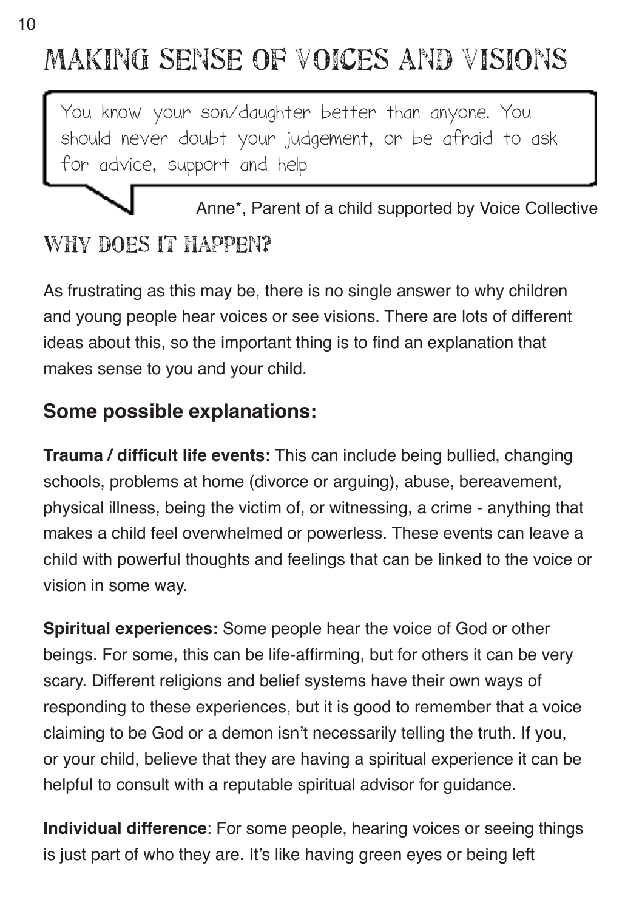# MAKING SENSE OF VOICES AND VISIONS

> You know your son/daughter better than anyone. You should never doubt your judgement, or be afraid to ask for advice, support and help

Anne*, Parent of a child supported by Voice Collective

## WHY DOES IT HAPPEN?

As frustrating as this may be, there is no single answer to why children and young people hear voices or see visions. There are lots of different ideas about this, so the important thing is to find an explanation that makes sense to you and your child.

### Some possible explanations:

**Trauma / difficult life events:** This can include being bullied, changing schools, problems at home (divorce or arguing), abuse, bereavement, physical illness, being the victim of, or witnessing, a crime - anything that makes a child feel overwhelmed or powerless. These events can leave a child with powerful thoughts and feelings that can be linked to the voice or vision in some way.

**Spiritual experiences:** Some people hear the voice of God or other beings. For some, this can be life-affirming, but for others it can be very scary. Different religions and belief systems have their own ways of responding to these experiences, but it is good to remember that a voice claiming to be God or a demon isn't necessarily telling the truth. If you, or your child, believe that they are having a spiritual experience it can be helpful to consult with a reputable spiritual advisor for guidance.

**Individual difference**: For some people, hearing voices or seeing things is just part of who they are. It's like having green eyes or being left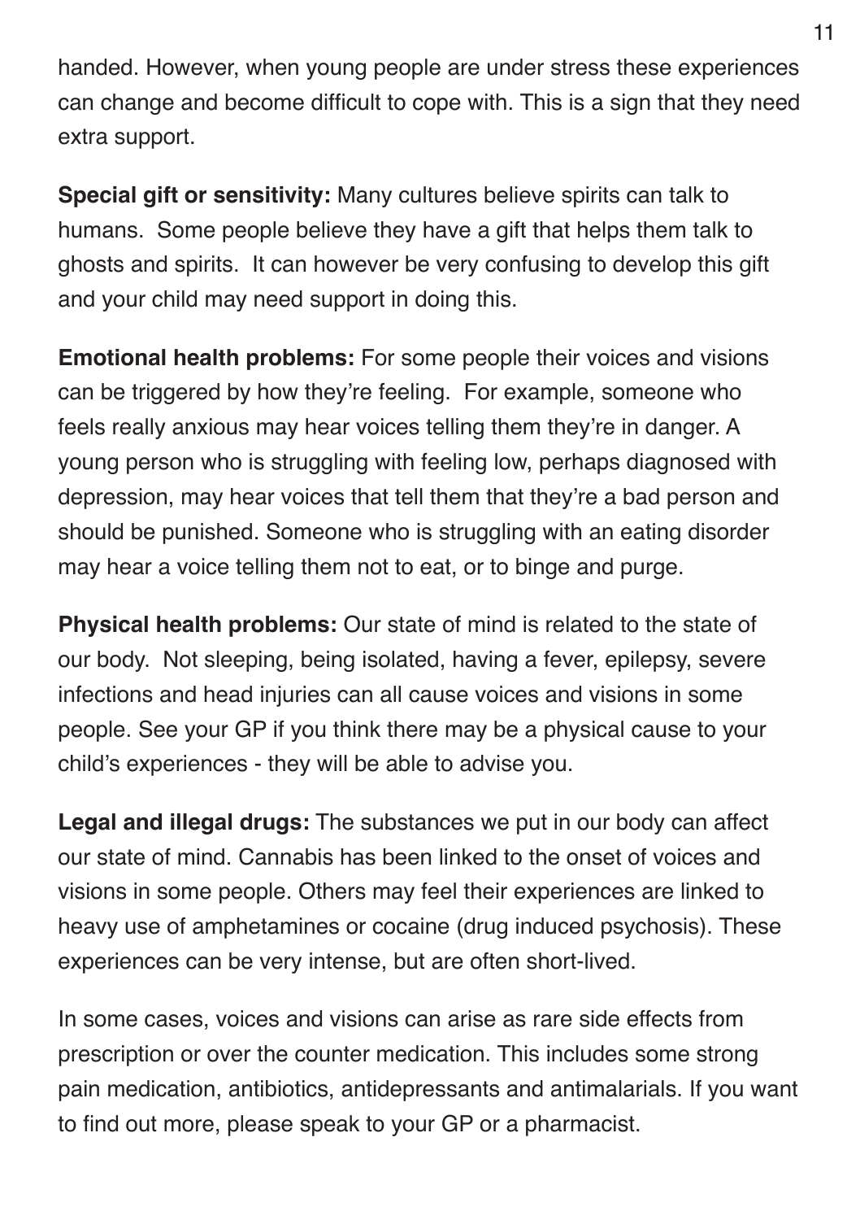handed. However, when young people are under stress these experiences can change and become difficult to cope with. This is a sign that they need extra support.

**Special gift or sensitivity:** Many cultures believe spirits can talk to humans. Some people believe they have a gift that helps them talk to ghosts and spirits. It can however be very confusing to develop this gift and your child may need support in doing this.

**Emotional health problems:** For some people their voices and visions can be triggered by how they're feeling. For example, someone who feels really anxious may hear voices telling them they're in danger. A young person who is struggling with feeling low, perhaps diagnosed with depression, may hear voices that tell them that they're a bad person and should be punished. Someone who is struggling with an eating disorder may hear a voice telling them not to eat, or to binge and purge.

**Physical health problems:** Our state of mind is related to the state of our body. Not sleeping, being isolated, having a fever, epilepsy, severe infections and head injuries can all cause voices and visions in some people. See your GP if you think there may be a physical cause to your child's experiences - they will be able to advise you.

**Legal and illegal drugs:** The substances we put in our body can affect our state of mind. Cannabis has been linked to the onset of voices and visions in some people. Others may feel their experiences are linked to heavy use of amphetamines or cocaine (drug induced psychosis). These experiences can be very intense, but are often short-lived.

In some cases, voices and visions can arise as rare side effects from prescription or over the counter medication. This includes some strong pain medication, antibiotics, antidepressants and antimalarials. If you want to find out more, please speak to your GP or a pharmacist.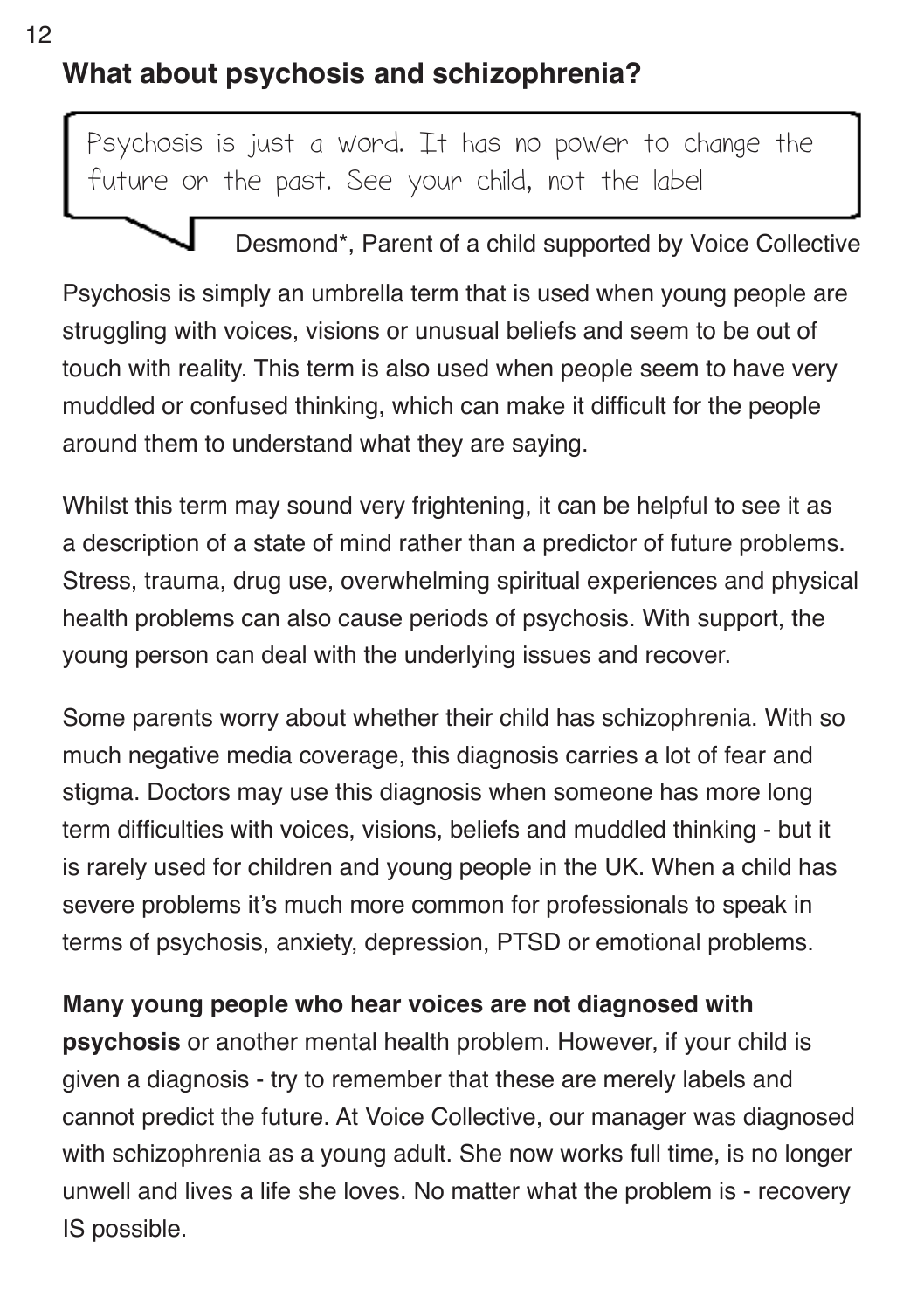## What about psychosis and schizophrenia?

> Psychosis is just a word. It has no power to change the future or the past. See your child, not the label
>
> Desmond*, Parent of a child supported by Voice Collective

Psychosis is simply an umbrella term that is used when young people are struggling with voices, visions or unusual beliefs and seem to be out of touch with reality. This term is also used when people seem to have very muddled or confused thinking, which can make it difficult for the people around them to understand what they are saying.

Whilst this term may sound very frightening, it can be helpful to see it as a description of a state of mind rather than a predictor of future problems. Stress, trauma, drug use, overwhelming spiritual experiences and physical health problems can also cause periods of psychosis. With support, the young person can deal with the underlying issues and recover.

Some parents worry about whether their child has schizophrenia. With so much negative media coverage, this diagnosis carries a lot of fear and stigma. Doctors may use this diagnosis when someone has more long term difficulties with voices, visions, beliefs and muddled thinking - but it is rarely used for children and young people in the UK. When a child has severe problems it's much more common for professionals to speak in terms of psychosis, anxiety, depression, PTSD or emotional problems.

**Many young people who hear voices are not diagnosed with psychosis** or another mental health problem. However, if your child is given a diagnosis - try to remember that these are merely labels and cannot predict the future. At Voice Collective, our manager was diagnosed with schizophrenia as a young adult. She now works full time, is no longer unwell and lives a life she loves. No matter what the problem is - recovery IS possible.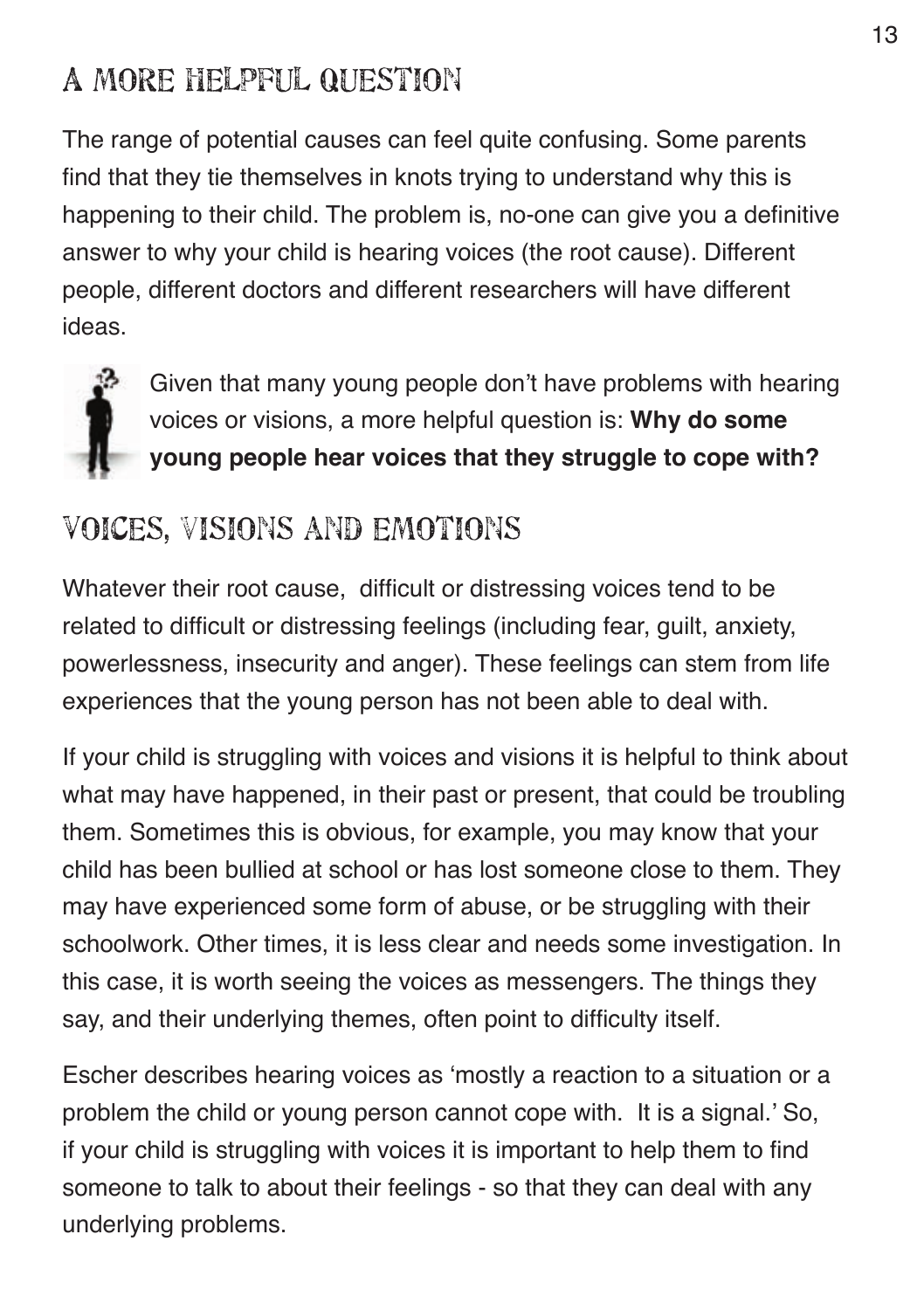## A MORE HELPFUL QUESTION

The range of potential causes can feel quite confusing. Some parents find that they tie themselves in knots trying to understand why this is happening to their child. The problem is, no-one can give you a definitive answer to why your child is hearing voices (the root cause). Different people, different doctors and different researchers will have different ideas.

Given that many young people don't have problems with hearing voices or visions, a more helpful question is: **Why do some young people hear voices that they struggle to cope with?**

## VOICES, VISIONS AND EMOTIONS

Whatever their root cause, difficult or distressing voices tend to be related to difficult or distressing feelings (including fear, guilt, anxiety, powerlessness, insecurity and anger). These feelings can stem from life experiences that the young person has not been able to deal with.

If your child is struggling with voices and visions it is helpful to think about what may have happened, in their past or present, that could be troubling them. Sometimes this is obvious, for example, you may know that your child has been bullied at school or has lost someone close to them. They may have experienced some form of abuse, or be struggling with their schoolwork. Other times, it is less clear and needs some investigation. In this case, it is worth seeing the voices as messengers. The things they say, and their underlying themes, often point to difficulty itself.

Escher describes hearing voices as 'mostly a reaction to a situation or a problem the child or young person cannot cope with. It is a signal.' So, if your child is struggling with voices it is important to help them to find someone to talk to about their feelings - so that they can deal with any underlying problems.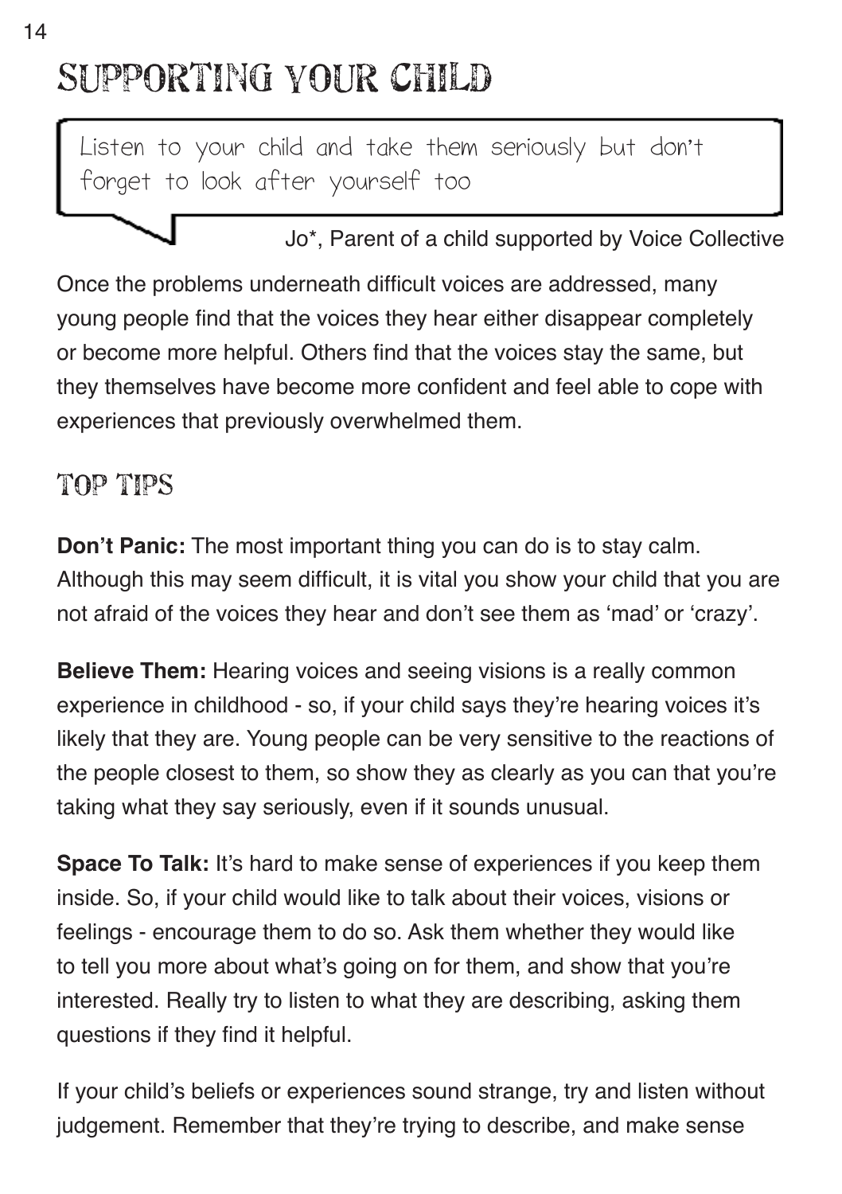# SUPPORTING YOUR CHILD

> Listen to your child and take them seriously but don't forget to look after yourself too
>
> Jo*, Parent of a child supported by Voice Collective

Once the problems underneath difficult voices are addressed, many young people find that the voices they hear either disappear completely or become more helpful. Others find that the voices stay the same, but they themselves have become more confident and feel able to cope with experiences that previously overwhelmed them.

## TOP TIPS

**Don't Panic:** The most important thing you can do is to stay calm. Although this may seem difficult, it is vital you show your child that you are not afraid of the voices they hear and don't see them as 'mad' or 'crazy'.

**Believe Them:** Hearing voices and seeing visions is a really common experience in childhood - so, if your child says they're hearing voices it's likely that they are. Young people can be very sensitive to the reactions of the people closest to them, so show they as clearly as you can that you're taking what they say seriously, even if it sounds unusual.

**Space To Talk:** It's hard to make sense of experiences if you keep them inside. So, if your child would like to talk about their voices, visions or feelings - encourage them to do so. Ask them whether they would like to tell you more about what's going on for them, and show that you're interested. Really try to listen to what they are describing, asking them questions if they find it helpful.

If your child's beliefs or experiences sound strange, try and listen without judgement. Remember that they're trying to describe, and make sense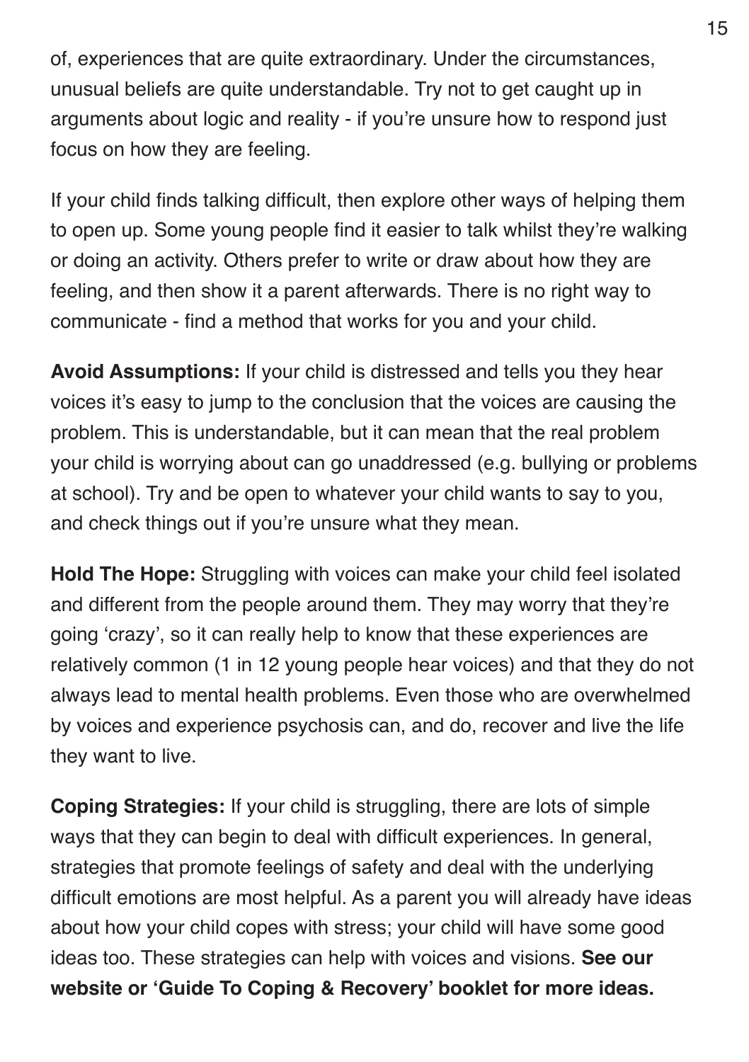of, experiences that are quite extraordinary. Under the circumstances, unusual beliefs are quite understandable. Try not to get caught up in arguments about logic and reality - if you're unsure how to respond just focus on how they are feeling.

If your child finds talking difficult, then explore other ways of helping them to open up. Some young people find it easier to talk whilst they're walking or doing an activity. Others prefer to write or draw about how they are feeling, and then show it a parent afterwards. There is no right way to communicate - find a method that works for you and your child.

**Avoid Assumptions:** If your child is distressed and tells you they hear voices it's easy to jump to the conclusion that the voices are causing the problem. This is understandable, but it can mean that the real problem your child is worrying about can go unaddressed (e.g. bullying or problems at school). Try and be open to whatever your child wants to say to you, and check things out if you're unsure what they mean.

**Hold The Hope:** Struggling with voices can make your child feel isolated and different from the people around them. They may worry that they're going 'crazy', so it can really help to know that these experiences are relatively common (1 in 12 young people hear voices) and that they do not always lead to mental health problems. Even those who are overwhelmed by voices and experience psychosis can, and do, recover and live the life they want to live.

**Coping Strategies:** If your child is struggling, there are lots of simple ways that they can begin to deal with difficult experiences. In general, strategies that promote feelings of safety and deal with the underlying difficult emotions are most helpful. As a parent you will already have ideas about how your child copes with stress; your child will have some good ideas too. These strategies can help with voices and visions. **See our website or 'Guide To Coping & Recovery' booklet for more ideas.**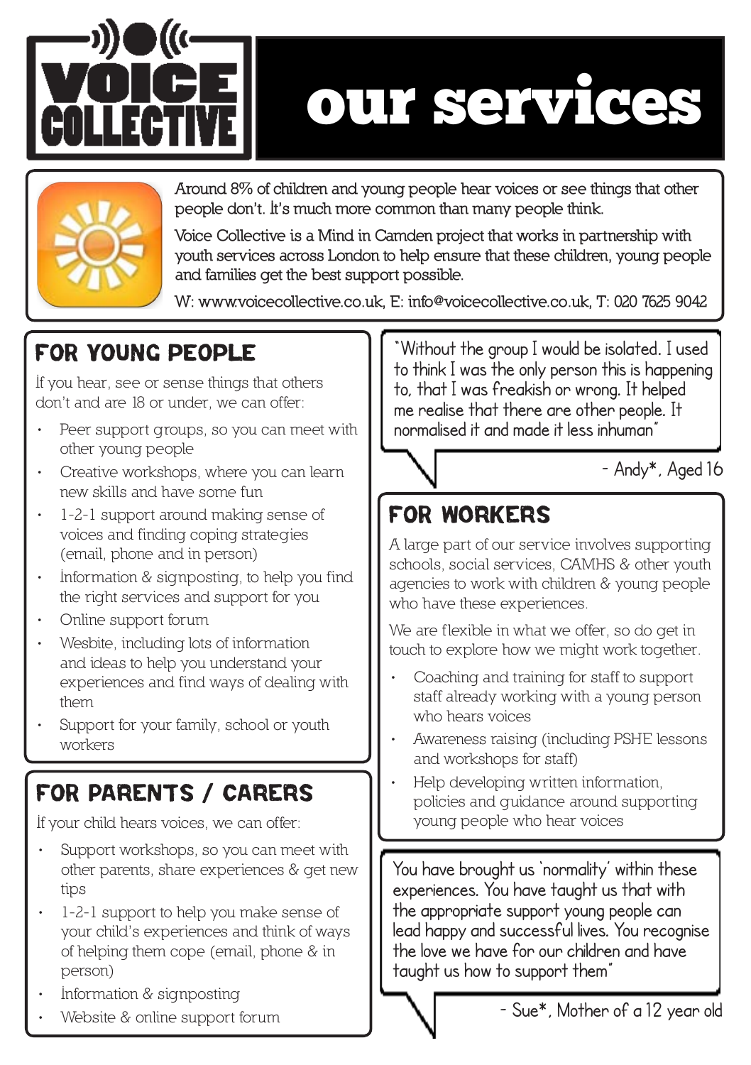# VOICE COLLECTIVE

# our services

Around 8% of children and young people hear voices or see things that other people don't. It's much more common than many people think.

Voice Collective is a Mind in Camden project that works in partnership with youth services across London to help ensure that these children, young people and families get the best support possible.

W: www.voicecollective.co.uk, E: info@voicecollective.co.uk, T: 020 7625 9042

## FOR YOUNG PEOPLE

If you hear, see or sense things that others don't and are 18 or under, we can offer:

- Peer support groups, so you can meet with other young people
- Creative workshops, where you can learn new skills and have some fun
- 1-2-1 support around making sense of voices and finding coping strategies (email, phone and in person)
- Information & signposting, to help you find the right services and support for you
- Online support forum
- Website, including lots of information and ideas to help you understand your experiences and find ways of dealing with them
- Support for your family, school or youth workers

## FOR PARENTS / CARERS

If your child hears voices, we can offer:

- Support workshops, so you can meet with other parents, share experiences & get new tips
- 1-2-1 support to help you make sense of your child's experiences and think of ways of helping them cope (email, phone & in person)
- Information & signposting
- Website & online support forum

"Without the group I would be isolated. I used to think I was the only person this is happening to, that I was freakish or wrong. It helped me realise that there are other people. It normalised it and made it less inhuman"

- Andy*, Aged 16

## FOR WORKERS

A large part of our service involves supporting schools, social services, CAMHS & other youth agencies to work with children & young people who have these experiences.

We are flexible in what we offer, so do get in touch to explore how we might work together.

- Coaching and training for staff to support staff already working with a young person who hears voices
- Awareness raising (including PSHE lessons and workshops for staff)
- Help developing written information, policies and guidance around supporting young people who hear voices

You have brought us 'normality' within these experiences. You have taught us that with the appropriate support young people can lead happy and successful lives. You recognise the love we have for our children and have taught us how to support them"

- Sue*, Mother of a 12 year old